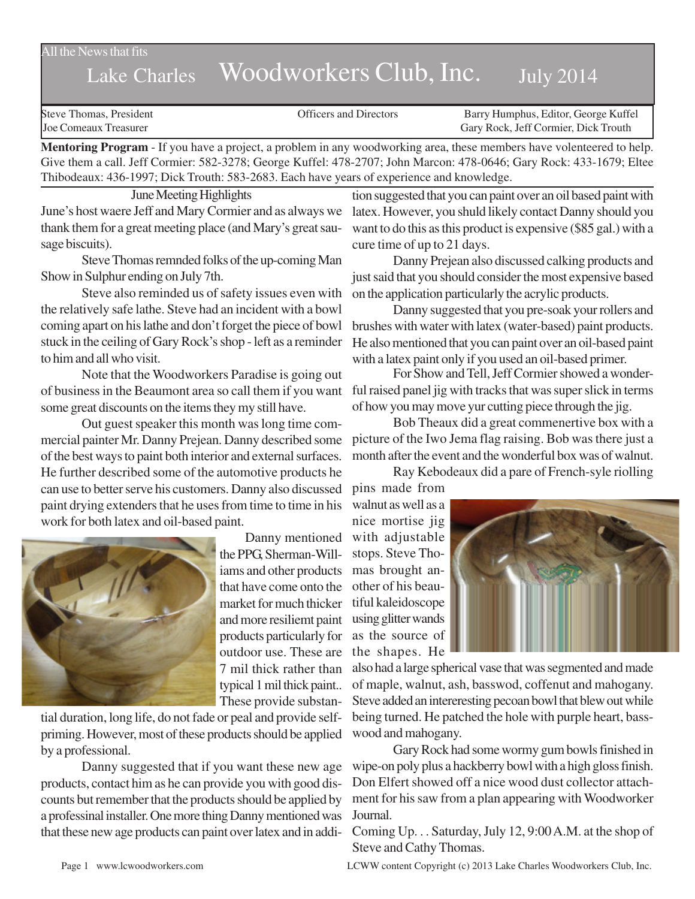All the News that fits

# Lake Charles Woodworkers Club, Inc. July 2014

Steve Thomas, President | Officers and Directors | Barry Humphus, Editor, George Kuffel
Joe Comeaux Treasurer | | Gary Rock, Jeff Cormier, Dick Trouth

**Mentoring Program** - If you have a project, a problem in any woodworking area, these members have volenteered to help. Give them a call. Jeff Cormier: 582-3278; George Kuffel: 478-2707; John Marcon: 478-0646; Gary Rock: 433-1679; Eltee Thibodeaux: 436-1997; Dick Trouth: 583-2683. Each have years of experience and knowledge.

## June Meeting Highlights

June's host waere Jeff and Mary Cormier and as always we thank them for a great meeting place (and Mary's great sausage biscuits).

Steve Thomas remnded folks of the up-coming Man Show in Sulphur ending on July 7th.

Steve also reminded us of safety issues even with the relatively safe lathe. Steve had an incident with a bowl coming apart on his lathe and don't forget the piece of bowl stuck in the ceiling of Gary Rock's shop - left as a reminder to him and all who visit.

Note that the Woodworkers Paradise is going out of business in the Beaumont area so call them if you want some great discounts on the items they my still have.

Out guest speaker this month was long time commercial painter Mr. Danny Prejean. Danny described some of the best ways to paint both interior and external surfaces. He further described some of the automotive products he can use to better serve his customers. Danny also discussed paint drying extenders that he uses from time to time in his work for both latex and oil-based paint.

Danny mentioned the PPG, Sherman-Williams and other products that have come onto the market for much thicker and more resiliemt paint products particularly for outdoor use. These are 7 mil thick rather than typical 1 mil thick paint.. These provide substantial duration, long life, do not fade or peal and provide self-priming. However, most of these products should be applied by a professional.

Danny suggested that if you want these new age products, contact him as he can provide you with good discounts but remember that the products should be applied by a professinal installer. One more thing Danny mentioned was that these new age products can paint over latex and in addition suggested that you can paint over an oil based paint with latex. However, you shuld likely contact Danny should you want to do this as this product is expensive ($85 gal.) with a cure time of up to 21 days.

Danny Prejean also discussed calking products and just said that you should consider the most expensive based on the application particularly the acrylic products.

Danny suggested that you pre-soak your rollers and brushes with water with latex (water-based) paint products. He also mentioned that you can paint over an oil-based paint with a latex paint only if you used an oil-based primer.

For Show and Tell, Jeff Cormier showed a wonderful raised panel jig with tracks that was super slick in terms of how you may move yur cutting piece through the jig.

Bob Theaux did a great commenertive box with a picture of the Iwo Jema flag raising. Bob was there just a month after the event and the wonderful box was of walnut.

Ray Kebodeaux did a pare of French-syle riolling pins made from walnut as well as a nice mortise jig with adjustable stops. Steve Thomas brought another of his beautiful kaleidoscope using glitter wands as the source of the shapes. He also had a large spherical vase that was segmented and made of maple, walnut, ash, basswod, coffenut and mahogany. Steve added an intereresting pecoan bowl that blew out while being turned. He patched the hole with purple heart, basswood and mahogany.

Gary Rock had some wormy gum bowls finished in wipe-on poly plus a hackberry bowl with a high gloss finish. Don Elfert showed off a nice wood dust collector attachment for his saw from a plan appearing with Woodworker Journal.

Coming Up. . . Saturday, July 12, 9:00 A.M. at the shop of Steve and Cathy Thomas.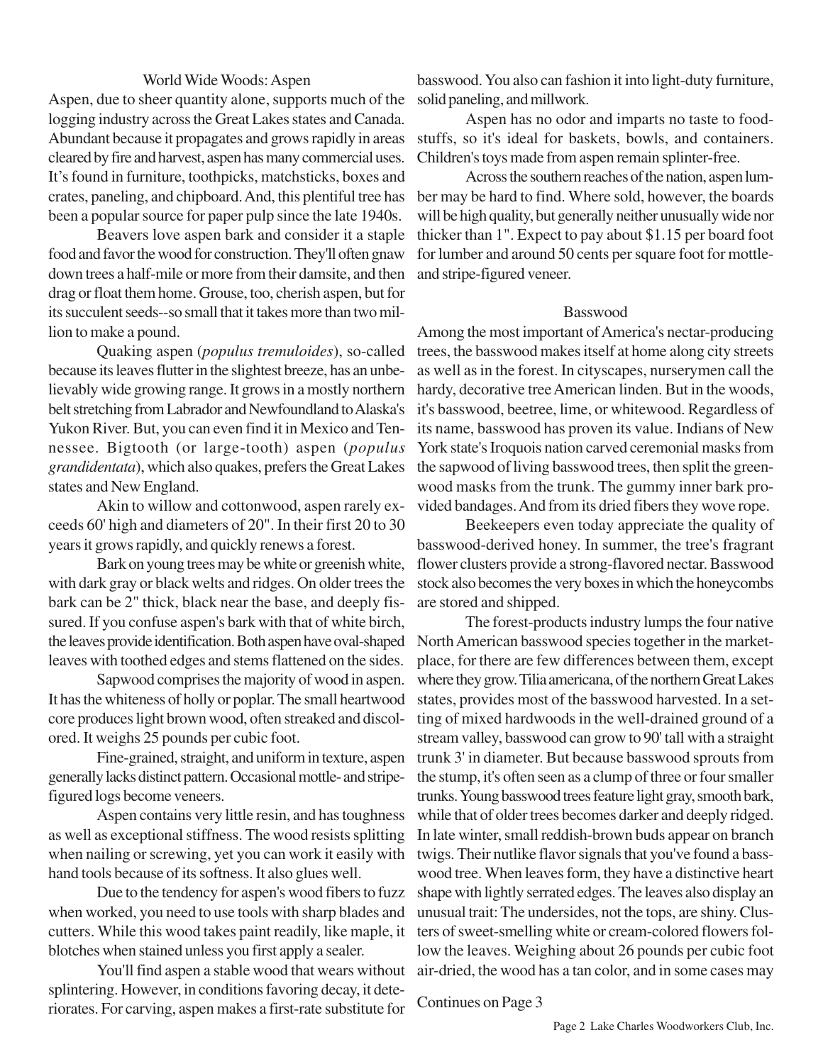## World Wide Woods: Aspen

Aspen, due to sheer quantity alone, supports much of the logging industry across the Great Lakes states and Canada. Abundant because it propagates and grows rapidly in areas cleared by fire and harvest, aspen has many commercial uses. It's found in furniture, toothpicks, matchsticks, boxes and crates, paneling, and chipboard. And, this plentiful tree has been a popular source for paper pulp since the late 1940s.

Beavers love aspen bark and consider it a staple food and favor the wood for construction. They'll often gnaw down trees a half-mile or more from their damsite, and then drag or float them home. Grouse, too, cherish aspen, but for its succulent seeds--so small that it takes more than two million to make a pound.

Quaking aspen (*populus tremuloides*), so-called because its leaves flutter in the slightest breeze, has an unbelievably wide growing range. It grows in a mostly northern belt stretching from Labrador and Newfoundland to Alaska's Yukon River. But, you can even find it in Mexico and Tennessee. Bigtooth (or large-tooth) aspen (*populus grandidentata*), which also quakes, prefers the Great Lakes states and New England.

Akin to willow and cottonwood, aspen rarely exceeds 60' high and diameters of 20". In their first 20 to 30 years it grows rapidly, and quickly renews a forest.

Bark on young trees may be white or greenish white, with dark gray or black welts and ridges. On older trees the bark can be 2" thick, black near the base, and deeply fissured. If you confuse aspen's bark with that of white birch, the leaves provide identification. Both aspen have oval-shaped leaves with toothed edges and stems flattened on the sides.

Sapwood comprises the majority of wood in aspen. It has the whiteness of holly or poplar. The small heartwood core produces light brown wood, often streaked and discolored. It weighs 25 pounds per cubic foot.

Fine-grained, straight, and uniform in texture, aspen generally lacks distinct pattern. Occasional mottle- and stripe-figured logs become veneers.

Aspen contains very little resin, and has toughness as well as exceptional stiffness. The wood resists splitting when nailing or screwing, yet you can work it easily with hand tools because of its softness. It also glues well.

Due to the tendency for aspen's wood fibers to fuzz when worked, you need to use tools with sharp blades and cutters. While this wood takes paint readily, like maple, it blotches when stained unless you first apply a sealer.

You'll find aspen a stable wood that wears without splintering. However, in conditions favoring decay, it deteriorates. For carving, aspen makes a first-rate substitute for basswood. You also can fashion it into light-duty furniture, solid paneling, and millwork.

Aspen has no odor and imparts no taste to foodstuffs, so it's ideal for baskets, bowls, and containers. Children's toys made from aspen remain splinter-free.

Across the southern reaches of the nation, aspen lumber may be hard to find. Where sold, however, the boards will be high quality, but generally neither unusually wide nor thicker than 1". Expect to pay about $1.15 per board foot for lumber and around 50 cents per square foot for mottle- and stripe-figured veneer.

## Basswood

Among the most important of America's nectar-producing trees, the basswood makes itself at home along city streets as well as in the forest. In cityscapes, nurserymen call the hardy, decorative tree American linden. But in the woods, it's basswood, beetree, lime, or whitewood. Regardless of its name, basswood has proven its value. Indians of New York state's Iroquois nation carved ceremonial masks from the sapwood of living basswood trees, then split the greenwood masks from the trunk. The gummy inner bark provided bandages. And from its dried fibers they wove rope.

Beekeepers even today appreciate the quality of basswood-derived honey. In summer, the tree's fragrant flower clusters provide a strong-flavored nectar. Basswood stock also becomes the very boxes in which the honeycombs are stored and shipped.

The forest-products industry lumps the four native North American basswood species together in the marketplace, for there are few differences between them, except where they grow. Tilia americana, of the northern Great Lakes states, provides most of the basswood harvested. In a setting of mixed hardwoods in the well-drained ground of a stream valley, basswood can grow to 90' tall with a straight trunk 3' in diameter. But because basswood sprouts from the stump, it's often seen as a clump of three or four smaller trunks. Young basswood trees feature light gray, smooth bark, while that of older trees becomes darker and deeply ridged. In late winter, small reddish-brown buds appear on branch twigs. Their nutlike flavor signals that you've found a basswood tree. When leaves form, they have a distinctive heart shape with lightly serrated edges. The leaves also display an unusual trait: The undersides, not the tops, are shiny. Clusters of sweet-smelling white or cream-colored flowers follow the leaves. Weighing about 26 pounds per cubic foot air-dried, the wood has a tan color, and in some cases may

Continues on Page 3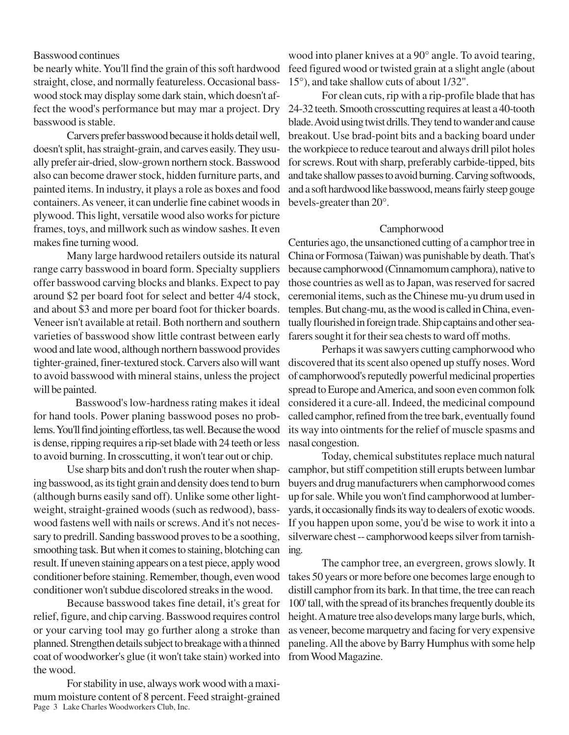Basswood continues

be nearly white. You'll find the grain of this soft hardwood straight, close, and normally featureless. Occasional basswood stock may display some dark stain, which doesn't affect the wood's performance but may mar a project. Dry basswood is stable.

Carvers prefer basswood because it holds detail well, doesn't split, has straight-grain, and carves easily. They usually prefer air-dried, slow-grown northern stock. Basswood also can become drawer stock, hidden furniture parts, and painted items. In industry, it plays a role as boxes and food containers. As veneer, it can underlie fine cabinet woods in plywood. This light, versatile wood also works for picture frames, toys, and millwork such as window sashes. It even makes fine turning wood.

Many large hardwood retailers outside its natural range carry basswood in board form. Specialty suppliers offer basswood carving blocks and blanks. Expect to pay around $2 per board foot for select and better 4/4 stock, and about $3 and more per board foot for thicker boards. Veneer isn't available at retail. Both northern and southern varieties of basswood show little contrast between early wood and late wood, although northern basswood provides tighter-grained, finer-textured stock. Carvers also will want to avoid basswood with mineral stains, unless the project will be painted.

Basswood's low-hardness rating makes it ideal for hand tools. Power planing basswood poses no problems. You'll find jointing effortless, tas well. Because the wood is dense, ripping requires a rip-set blade with 24 teeth or less to avoid burning. In crosscutting, it won't tear out or chip.

Use sharp bits and don't rush the router when shaping basswood, as its tight grain and density does tend to burn (although burns easily sand off). Unlike some other lightweight, straight-grained woods (such as redwood), basswood fastens well with nails or screws. And it's not necessary to predrill. Sanding basswood proves to be a soothing, smoothing task. But when it comes to staining, blotching can result. If uneven staining appears on a test piece, apply wood conditioner before staining. Remember, though, even wood conditioner won't subdue discolored streaks in the wood.

Because basswood takes fine detail, it's great for relief, figure, and chip carving. Basswood requires control or your carving tool may go further along a stroke than planned. Strengthen details subject to breakage with a thinned coat of woodworker's glue (it won't take stain) worked into the wood.

For stability in use, always work wood with a maximum moisture content of 8 percent. Feed straight-grained wood into planer knives at a 90° angle. To avoid tearing, feed figured wood or twisted grain at a slight angle (about 15°), and take shallow cuts of about 1/32".

For clean cuts, rip with a rip-profile blade that has 24-32 teeth. Smooth crosscutting requires at least a 40-tooth blade. Avoid using twist drills. They tend to wander and cause breakout. Use brad-point bits and a backing board under the workpiece to reduce tearout and always drill pilot holes for screws. Rout with sharp, preferably carbide-tipped, bits and take shallow passes to avoid burning. Carving softwoods, and a soft hardwood like basswood, means fairly steep gouge bevels-greater than 20°.

## Camphorwood

Centuries ago, the unsanctioned cutting of a camphor tree in China or Formosa (Taiwan) was punishable by death. That's because camphorwood (Cinnamomum camphora), native to those countries as well as to Japan, was reserved for sacred ceremonial items, such as the Chinese mu-yu drum used in temples. But chang-mu, as the wood is called in China, eventually flourished in foreign trade. Ship captains and other seafarers sought it for their sea chests to ward off moths.

Perhaps it was sawyers cutting camphorwood who discovered that its scent also opened up stuffy noses. Word of camphorwood's reputedly powerful medicinal properties spread to Europe and America, and soon even common folk considered it a cure-all. Indeed, the medicinal compound called camphor, refined from the tree bark, eventually found its way into ointments for the relief of muscle spasms and nasal congestion.

Today, chemical substitutes replace much natural camphor, but stiff competition still erupts between lumbar buyers and drug manufacturers when camphorwood comes up for sale. While you won't find camphorwood at lumberyards, it occasionally finds its way to dealers of exotic woods. If you happen upon some, you'd be wise to work it into a silverware chest -- camphorwood keeps silver from tarnishing.

The camphor tree, an evergreen, grows slowly. It takes 50 years or more before one becomes large enough to distill camphor from its bark. In that time, the tree can reach 100' tall, with the spread of its branches frequently double its height. A mature tree also develops many large burls, which, as veneer, become marquetry and facing for very expensive paneling. All the above by Barry Humphus with some help from Wood Magazine.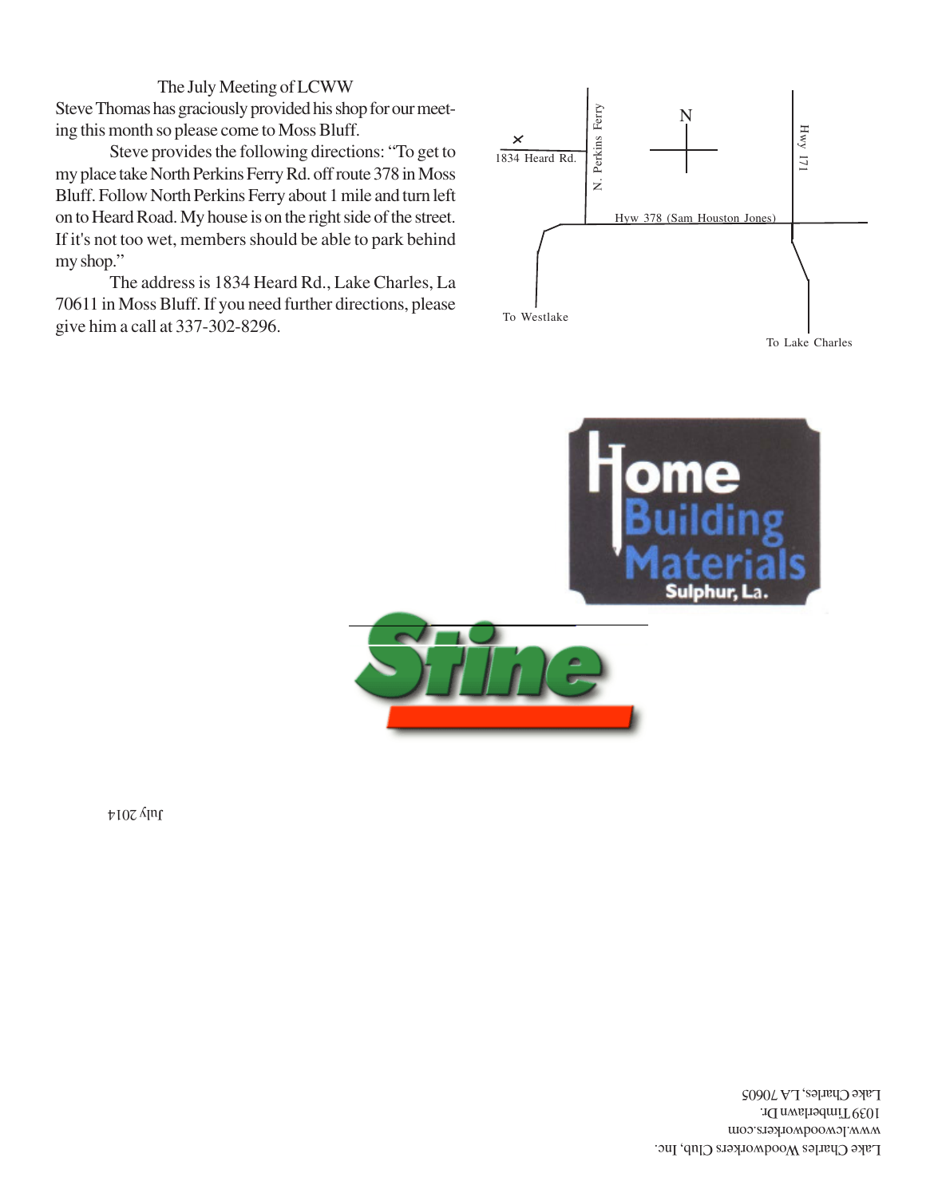## The July Meeting of LCWW

Steve Thomas has graciously provided his shop for our meeting this month so please come to Moss Bluff.

Steve provides the following directions: "To get to my place take North Perkins Ferry Rd. off route 378 in Moss Bluff. Follow North Perkins Ferry about 1 mile and turn left on to Heard Road. My house is on the right side of the street. If it's not too wet, members should be able to park behind my shop."

The address is 1834 Heard Rd., Lake Charles, La 70611 in Moss Bluff. If you need further directions, please give him a call at 337-302-8296.

N
1834 Heard Rd.
N. Perkins Ferry
Hwy 171
Hyw 378 (Sam Houston Jones)
To Westlake
To Lake Charles

Home Building Materials
Sulphur, La.

Stine

July 2014

Lake Charles Woodworkers Club, Inc.
www.lcwoodworkers.com
1039 Timberlawn Dr.
Lake Charles, LA 70605